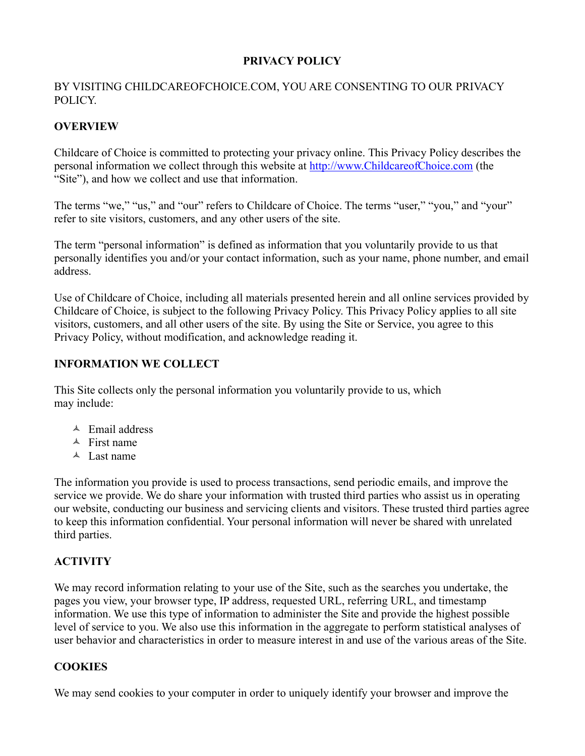# PRIVACY POLICY

BY VISITING CHILDCAREOFCHOICE.COM, YOU ARE CONSENTING TO OUR PRIVACY POLICY.

## OVERVIEW

Childcare of Choice is committed to protecting your privacy online. This Privacy Policy describes the personal information we collect through this website at http://www.ChildcareofChoice.com (the "Site"), and how we collect and use that information.

The terms "we," "us," and "our" refers to Childcare of Choice. The terms "user," "you," and "your" refer to site visitors, customers, and any other users of the site.

The term "personal information" is defined as information that you voluntarily provide to us that personally identifies you and/or your contact information, such as your name, phone number, and email address.

Use of Childcare of Choice, including all materials presented herein and all online services provided by Childcare of Choice, is subject to the following Privacy Policy. This Privacy Policy applies to all site visitors, customers, and all other users of the site. By using the Site or Service, you agree to this Privacy Policy, without modification, and acknowledge reading it.

## INFORMATION WE COLLECT

This Site collects only the personal information you voluntarily provide to us, which may include:

- Email address
- First name
- Last name

The information you provide is used to process transactions, send periodic emails, and improve the service we provide. We do share your information with trusted third parties who assist us in operating our website, conducting our business and servicing clients and visitors. These trusted third parties agree to keep this information confidential. Your personal information will never be shared with unrelated third parties.

## ACTIVITY

We may record information relating to your use of the Site, such as the searches you undertake, the pages you view, your browser type, IP address, requested URL, referring URL, and timestamp information. We use this type of information to administer the Site and provide the highest possible level of service to you. We also use this information in the aggregate to perform statistical analyses of user behavior and characteristics in order to measure interest in and use of the various areas of the Site.

## COOKIES

We may send cookies to your computer in order to uniquely identify your browser and improve the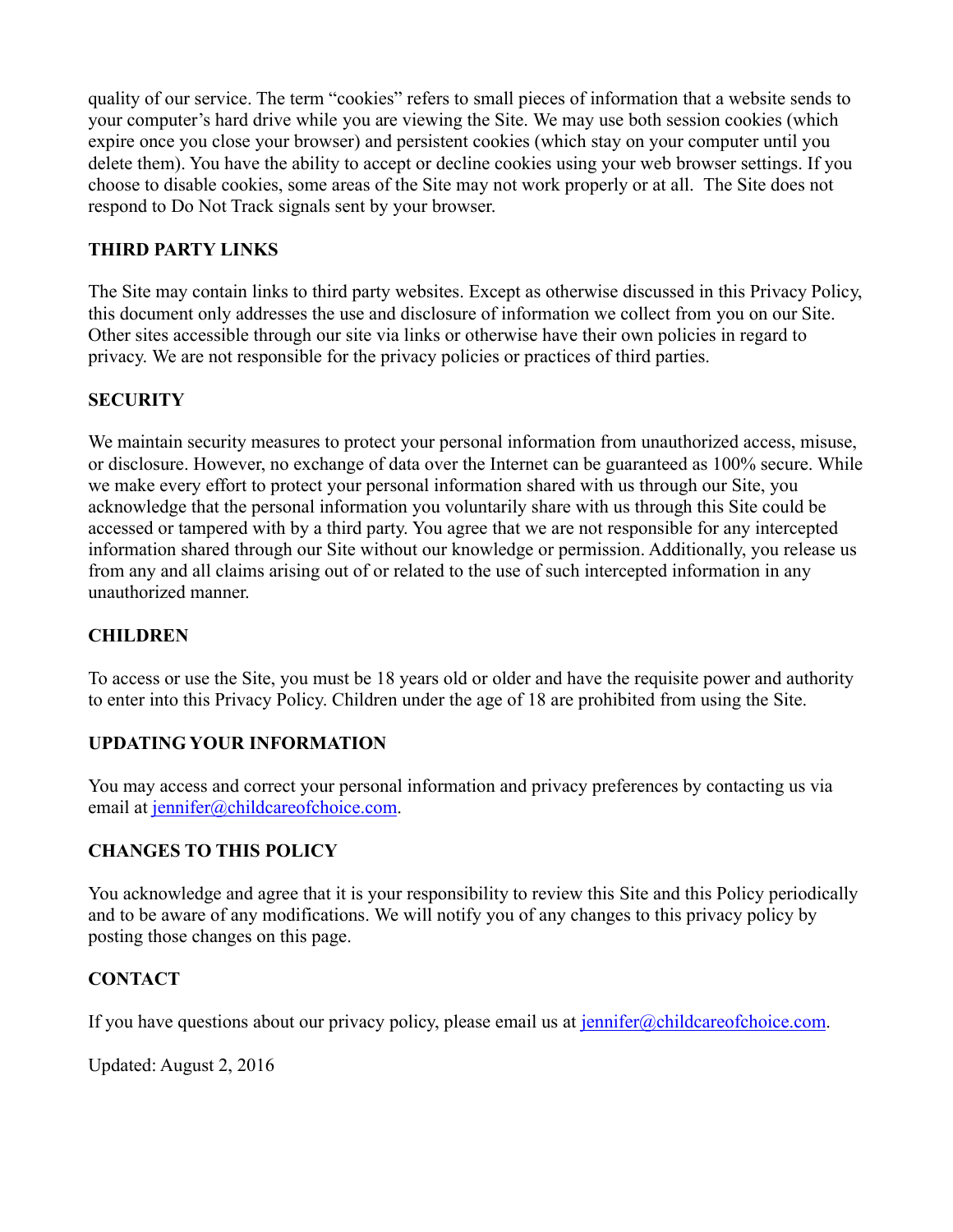quality of our service. The term "cookies" refers to small pieces of information that a website sends to your computer's hard drive while you are viewing the Site. We may use both session cookies (which expire once you close your browser) and persistent cookies (which stay on your computer until you delete them). You have the ability to accept or decline cookies using your web browser settings. If you choose to disable cookies, some areas of the Site may not work properly or at all. The Site does not respond to Do Not Track signals sent by your browser.

**THIRD PARTY LINKS**

The Site may contain links to third party websites. Except as otherwise discussed in this Privacy Policy, this document only addresses the use and disclosure of information we collect from you on our Site. Other sites accessible through our site via links or otherwise have their own policies in regard to privacy. We are not responsible for the privacy policies or practices of third parties.

**SECURITY**

We maintain security measures to protect your personal information from unauthorized access, misuse, or disclosure. However, no exchange of data over the Internet can be guaranteed as 100% secure. While we make every effort to protect your personal information shared with us through our Site, you acknowledge that the personal information you voluntarily share with us through this Site could be accessed or tampered with by a third party. You agree that we are not responsible for any intercepted information shared through our Site without our knowledge or permission. Additionally, you release us from any and all claims arising out of or related to the use of such intercepted information in any unauthorized manner.

**CHILDREN**

To access or use the Site, you must be 18 years old or older and have the requisite power and authority to enter into this Privacy Policy. Children under the age of 18 are prohibited from using the Site.

**UPDATING YOUR INFORMATION**

You may access and correct your personal information and privacy preferences by contacting us via email at jennifer@childcareofchoice.com.

**CHANGES TO THIS POLICY**

You acknowledge and agree that it is your responsibility to review this Site and this Policy periodically and to be aware of any modifications. We will notify you of any changes to this privacy policy by posting those changes on this page.

**CONTACT**

If you have questions about our privacy policy, please email us at jennifer@childcareofchoice.com.

Updated: August 2, 2016